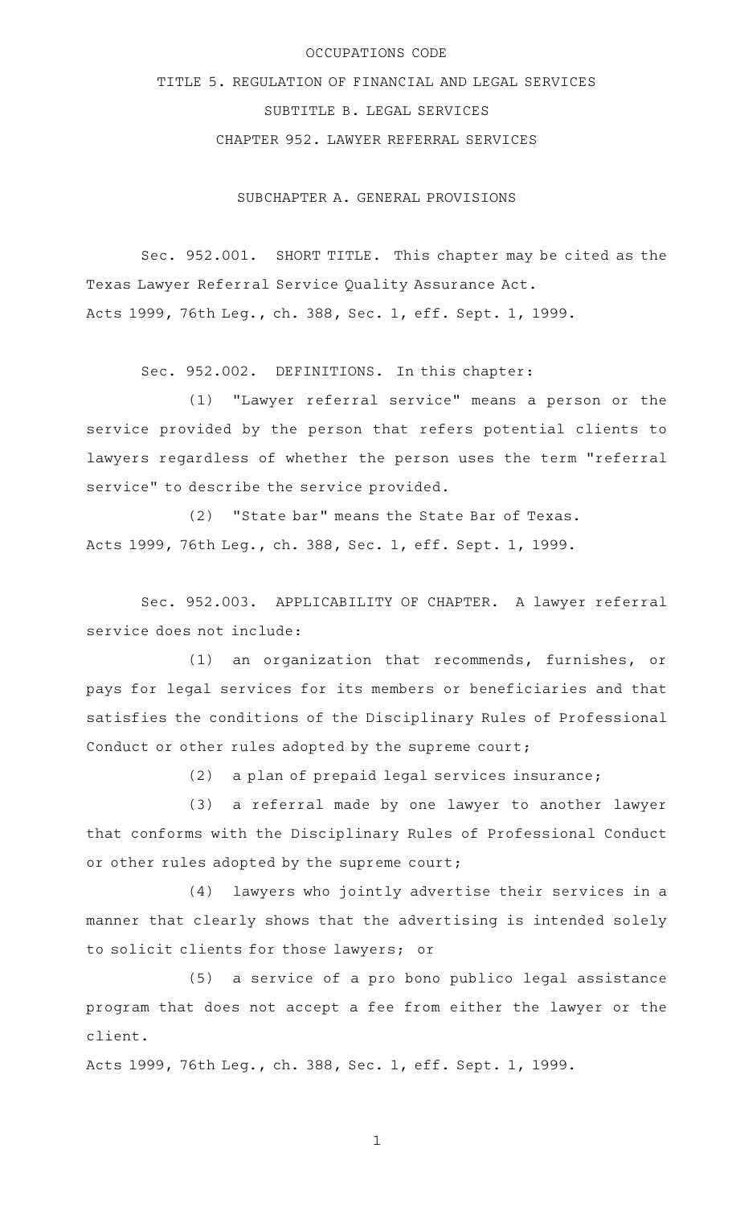OCCUPATIONS CODE

TITLE 5. REGULATION OF FINANCIAL AND LEGAL SERVICES

SUBTITLE B. LEGAL SERVICES

CHAPTER 952. LAWYER REFERRAL SERVICES

SUBCHAPTER A. GENERAL PROVISIONS

Sec. 952.001. SHORT TITLE. This chapter may be cited as the Texas Lawyer Referral Service Quality Assurance Act.
Acts 1999, 76th Leg., ch. 388, Sec. 1, eff. Sept. 1, 1999.

Sec. 952.002. DEFINITIONS. In this chapter:

(1) "Lawyer referral service" means a person or the service provided by the person that refers potential clients to lawyers regardless of whether the person uses the term "referral service" to describe the service provided.

(2) "State bar" means the State Bar of Texas.
Acts 1999, 76th Leg., ch. 388, Sec. 1, eff. Sept. 1, 1999.

Sec. 952.003. APPLICABILITY OF CHAPTER. A lawyer referral service does not include:

(1) an organization that recommends, furnishes, or pays for legal services for its members or beneficiaries and that satisfies the conditions of the Disciplinary Rules of Professional Conduct or other rules adopted by the supreme court;

(2) a plan of prepaid legal services insurance;

(3) a referral made by one lawyer to another lawyer that conforms with the Disciplinary Rules of Professional Conduct or other rules adopted by the supreme court;

(4) lawyers who jointly advertise their services in a manner that clearly shows that the advertising is intended solely to solicit clients for those lawyers; or

(5) a service of a pro bono publico legal assistance program that does not accept a fee from either the lawyer or the client.
Acts 1999, 76th Leg., ch. 388, Sec. 1, eff. Sept. 1, 1999.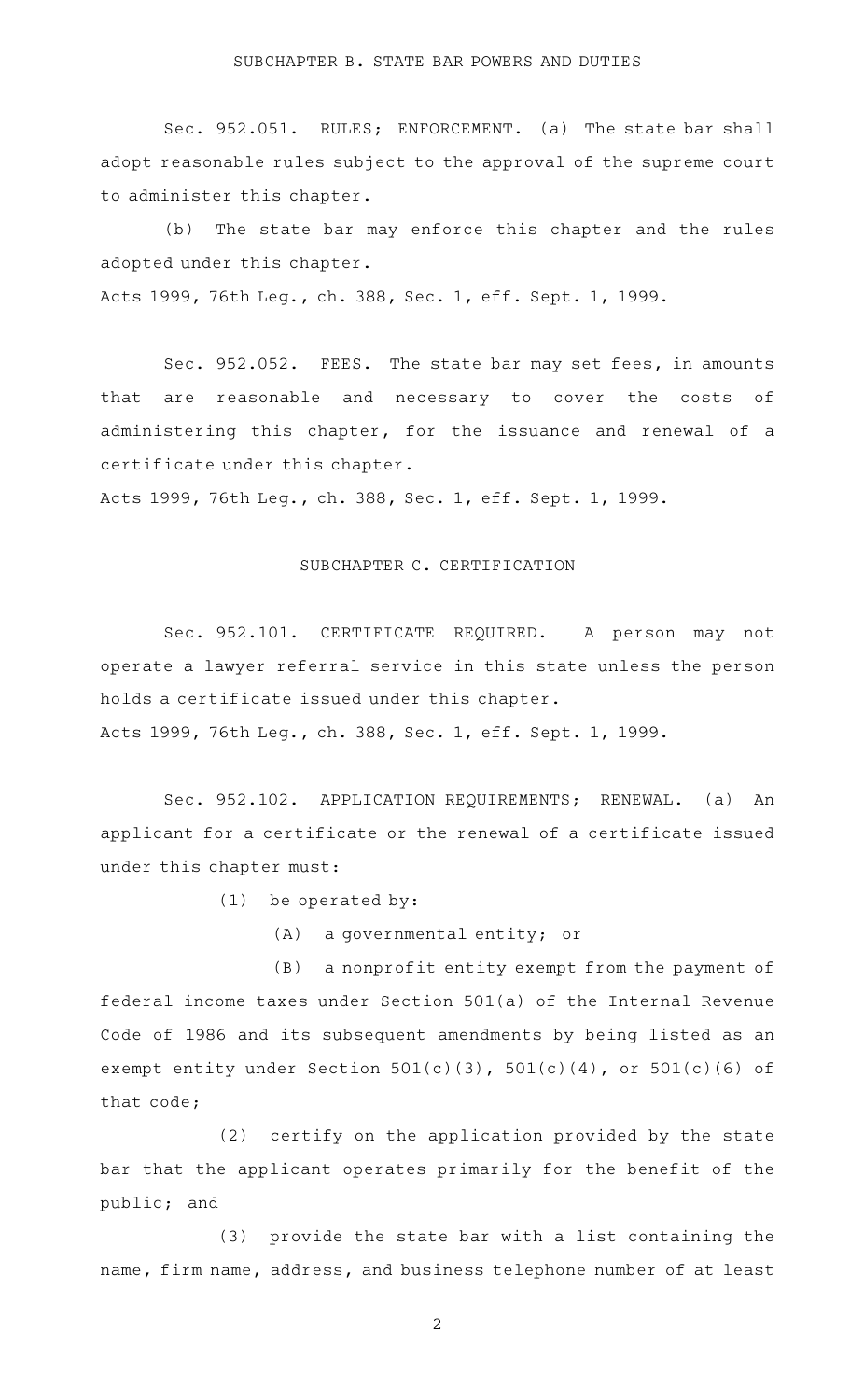## SUBCHAPTER B. STATE BAR POWERS AND DUTIES

Sec. 952.051. RULES; ENFORCEMENT. (a) The state bar shall adopt reasonable rules subject to the approval of the supreme court to administer this chapter.

(b) The state bar may enforce this chapter and the rules adopted under this chapter.

Acts 1999, 76th Leg., ch. 388, Sec. 1, eff. Sept. 1, 1999.

Sec. 952.052. FEES. The state bar may set fees, in amounts that are reasonable and necessary to cover the costs of administering this chapter, for the issuance and renewal of a certificate under this chapter.

Acts 1999, 76th Leg., ch. 388, Sec. 1, eff. Sept. 1, 1999.

## SUBCHAPTER C. CERTIFICATION

Sec. 952.101. CERTIFICATE REQUIRED. A person may not operate a lawyer referral service in this state unless the person holds a certificate issued under this chapter.

Acts 1999, 76th Leg., ch. 388, Sec. 1, eff. Sept. 1, 1999.

Sec. 952.102. APPLICATION REQUIREMENTS; RENEWAL. (a) An applicant for a certificate or the renewal of a certificate issued under this chapter must:

(1) be operated by:

(A) a governmental entity; or

(B) a nonprofit entity exempt from the payment of federal income taxes under Section 501(a) of the Internal Revenue Code of 1986 and its subsequent amendments by being listed as an exempt entity under Section 501(c)(3), 501(c)(4), or 501(c)(6) of that code;

(2) certify on the application provided by the state bar that the applicant operates primarily for the benefit of the public; and

(3) provide the state bar with a list containing the name, firm name, address, and business telephone number of at least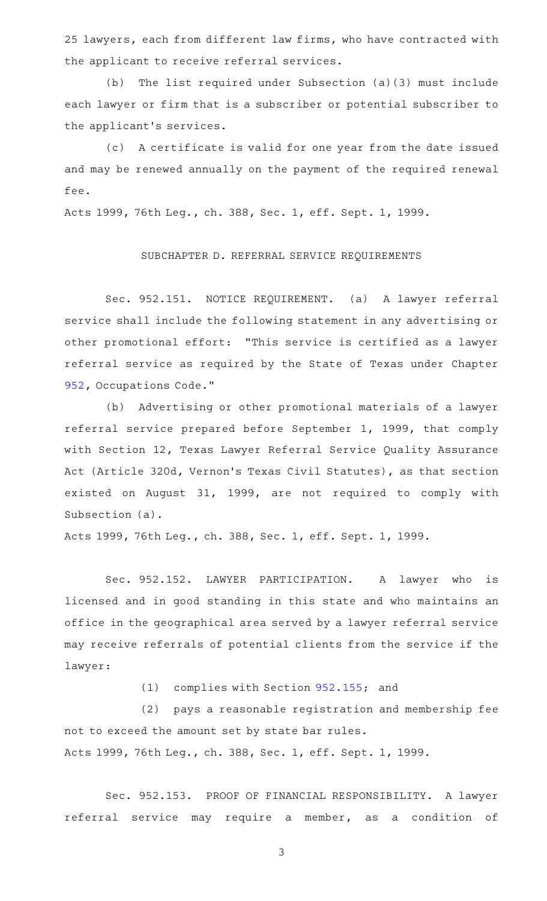25 lawyers, each from different law firms, who have contracted with the applicant to receive referral services.

(b) The list required under Subsection (a)(3) must include each lawyer or firm that is a subscriber or potential subscriber to the applicant's services.

(c) A certificate is valid for one year from the date issued and may be renewed annually on the payment of the required renewal fee.

Acts 1999, 76th Leg., ch. 388, Sec. 1, eff. Sept. 1, 1999.

## SUBCHAPTER D. REFERRAL SERVICE REQUIREMENTS

Sec. 952.151. NOTICE REQUIREMENT. (a) A lawyer referral service shall include the following statement in any advertising or other promotional effort: "This service is certified as a lawyer referral service as required by the State of Texas under Chapter 952, Occupations Code."

(b) Advertising or other promotional materials of a lawyer referral service prepared before September 1, 1999, that comply with Section 12, Texas Lawyer Referral Service Quality Assurance Act (Article 320d, Vernon's Texas Civil Statutes), as that section existed on August 31, 1999, are not required to comply with Subsection (a).

Acts 1999, 76th Leg., ch. 388, Sec. 1, eff. Sept. 1, 1999.

Sec. 952.152. LAWYER PARTICIPATION. A lawyer who is licensed and in good standing in this state and who maintains an office in the geographical area served by a lawyer referral service may receive referrals of potential clients from the service if the lawyer:

(1) complies with Section 952.155; and

(2) pays a reasonable registration and membership fee not to exceed the amount set by state bar rules.

Acts 1999, 76th Leg., ch. 388, Sec. 1, eff. Sept. 1, 1999.

Sec. 952.153. PROOF OF FINANCIAL RESPONSIBILITY. A lawyer referral service may require a member, as a condition of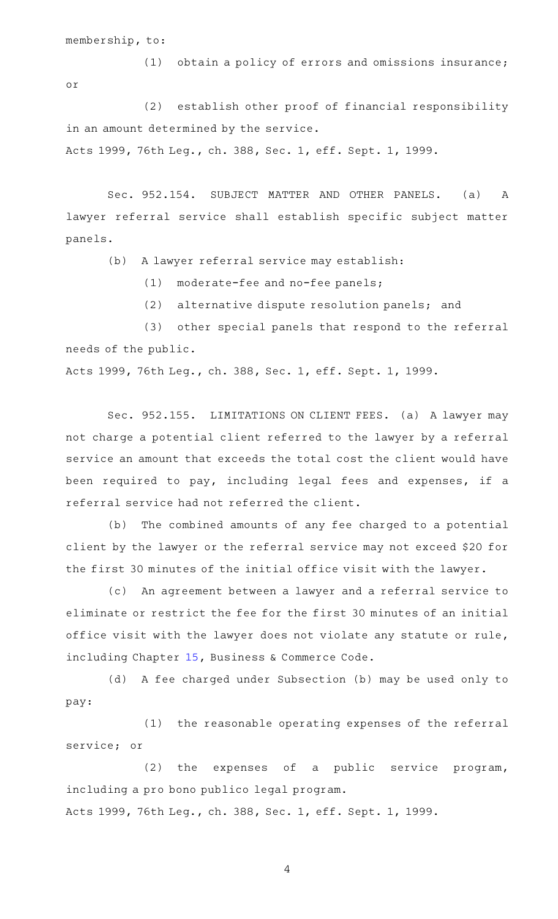membership, to:

(1) obtain a policy of errors and omissions insurance; or

(2) establish other proof of financial responsibility in an amount determined by the service.

Acts 1999, 76th Leg., ch. 388, Sec. 1, eff. Sept. 1, 1999.

Sec. 952.154. SUBJECT MATTER AND OTHER PANELS. (a) A lawyer referral service shall establish specific subject matter panels.

(b) A lawyer referral service may establish:

(1) moderate-fee and no-fee panels;

(2) alternative dispute resolution panels; and

(3) other special panels that respond to the referral needs of the public.

Acts 1999, 76th Leg., ch. 388, Sec. 1, eff. Sept. 1, 1999.

Sec. 952.155. LIMITATIONS ON CLIENT FEES. (a) A lawyer may not charge a potential client referred to the lawyer by a referral service an amount that exceeds the total cost the client would have been required to pay, including legal fees and expenses, if a referral service had not referred the client.

(b) The combined amounts of any fee charged to a potential client by the lawyer or the referral service may not exceed $20 for the first 30 minutes of the initial office visit with the lawyer.

(c) An agreement between a lawyer and a referral service to eliminate or restrict the fee for the first 30 minutes of an initial office visit with the lawyer does not violate any statute or rule, including Chapter 15, Business & Commerce Code.

(d) A fee charged under Subsection (b) may be used only to pay:

(1) the reasonable operating expenses of the referral service; or

(2) the expenses of a public service program, including a pro bono publico legal program.

Acts 1999, 76th Leg., ch. 388, Sec. 1, eff. Sept. 1, 1999.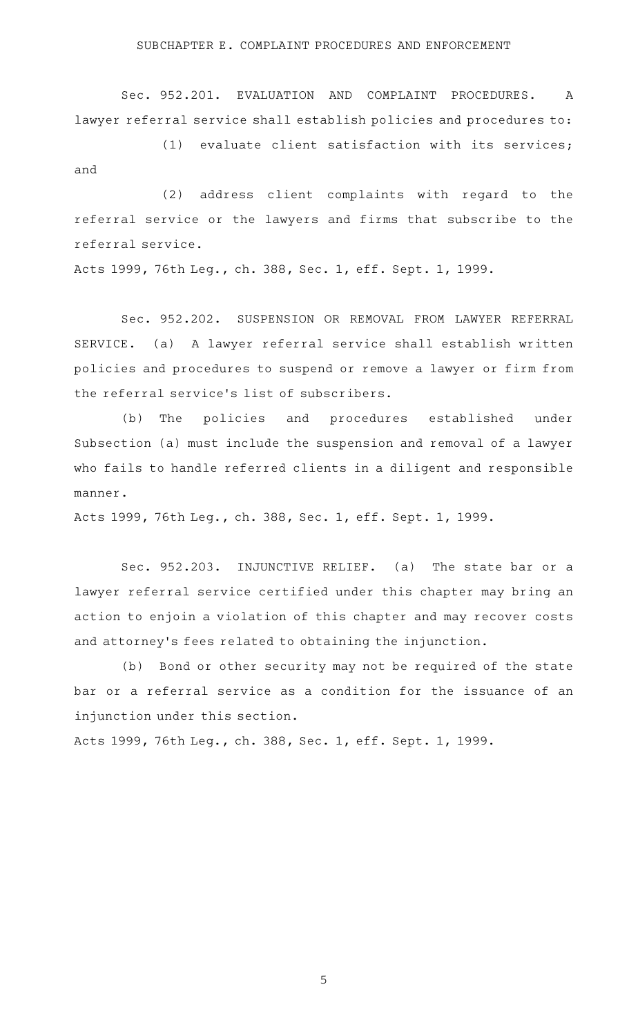## SUBCHAPTER E. COMPLAINT PROCEDURES AND ENFORCEMENT

Sec. 952.201. EVALUATION AND COMPLAINT PROCEDURES. A lawyer referral service shall establish policies and procedures to:

(1) evaluate client satisfaction with its services; and

(2) address client complaints with regard to the referral service or the lawyers and firms that subscribe to the referral service.

Acts 1999, 76th Leg., ch. 388, Sec. 1, eff. Sept. 1, 1999.

Sec. 952.202. SUSPENSION OR REMOVAL FROM LAWYER REFERRAL SERVICE. (a) A lawyer referral service shall establish written policies and procedures to suspend or remove a lawyer or firm from the referral service's list of subscribers.

(b) The policies and procedures established under Subsection (a) must include the suspension and removal of a lawyer who fails to handle referred clients in a diligent and responsible manner.

Acts 1999, 76th Leg., ch. 388, Sec. 1, eff. Sept. 1, 1999.

Sec. 952.203. INJUNCTIVE RELIEF. (a) The state bar or a lawyer referral service certified under this chapter may bring an action to enjoin a violation of this chapter and may recover costs and attorney's fees related to obtaining the injunction.

(b) Bond or other security may not be required of the state bar or a referral service as a condition for the issuance of an injunction under this section.

Acts 1999, 76th Leg., ch. 388, Sec. 1, eff. Sept. 1, 1999.